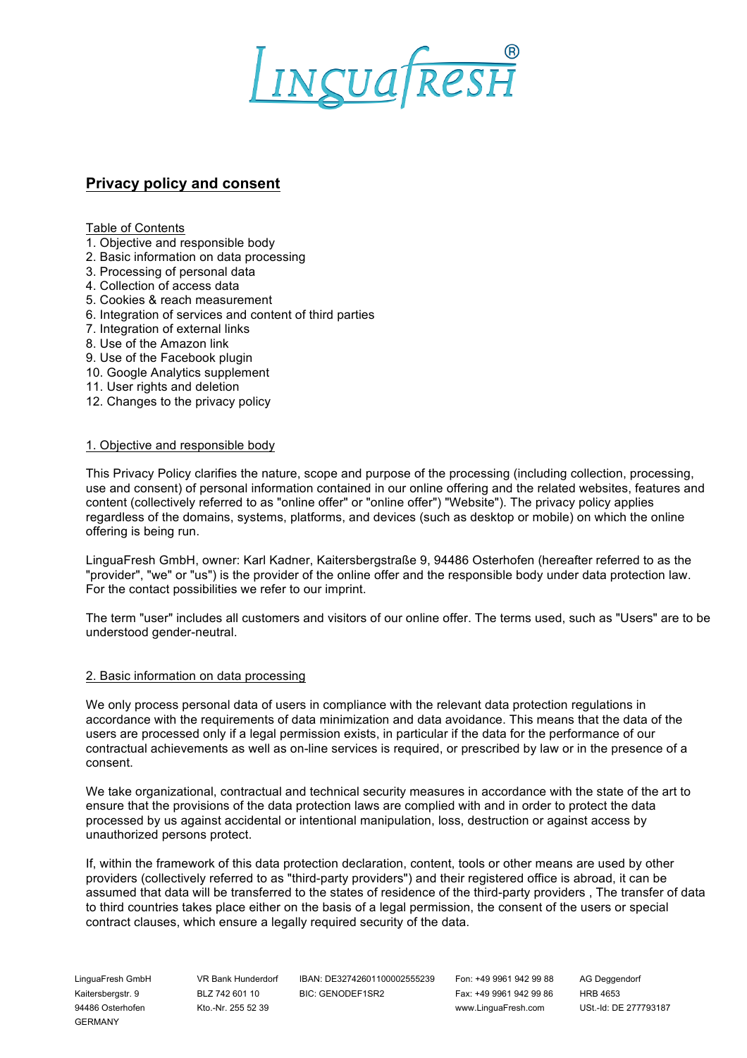# LinguaFresh®

## Privacy policy and consent

Table of Contents

1. Objective and responsible body
2. Basic information on data processing
3. Processing of personal data
4. Collection of access data
5. Cookies & reach measurement
6. Integration of services and content of third parties
7. Integration of external links
8. Use of the Amazon link
9. Use of the Facebook plugin
10. Google Analytics supplement
11. User rights and deletion
12. Changes to the privacy policy

### 1. Objective and responsible body

This Privacy Policy clarifies the nature, scope and purpose of the processing (including collection, processing, use and consent) of personal information contained in our online offering and the related websites, features and content (collectively referred to as "online offer" or "online offer") "Website"). The privacy policy applies regardless of the domains, systems, platforms, and devices (such as desktop or mobile) on which the online offering is being run.

LinguaFresh GmbH, owner: Karl Kadner, Kaitersbergstraße 9, 94486 Osterhofen (hereafter referred to as the "provider", "we" or "us") is the provider of the online offer and the responsible body under data protection law. For the contact possibilities we refer to our imprint.

The term "user" includes all customers and visitors of our online offer. The terms used, such as "Users" are to be understood gender-neutral.

### 2. Basic information on data processing

We only process personal data of users in compliance with the relevant data protection regulations in accordance with the requirements of data minimization and data avoidance. This means that the data of the users are processed only if a legal permission exists, in particular if the data for the performance of our contractual achievements as well as on-line services is required, or prescribed by law or in the presence of a consent.

We take organizational, contractual and technical security measures in accordance with the state of the art to ensure that the provisions of the data protection laws are complied with and in order to protect the data processed by us against accidental or intentional manipulation, loss, destruction or against access by unauthorized persons protect.

If, within the framework of this data protection declaration, content, tools or other means are used by other providers (collectively referred to as "third-party providers") and their registered office is abroad, it can be assumed that data will be transferred to the states of residence of the third-party providers , The transfer of data to third countries takes place either on the basis of a legal permission, the consent of the users or special contract clauses, which ensure a legally required security of the data.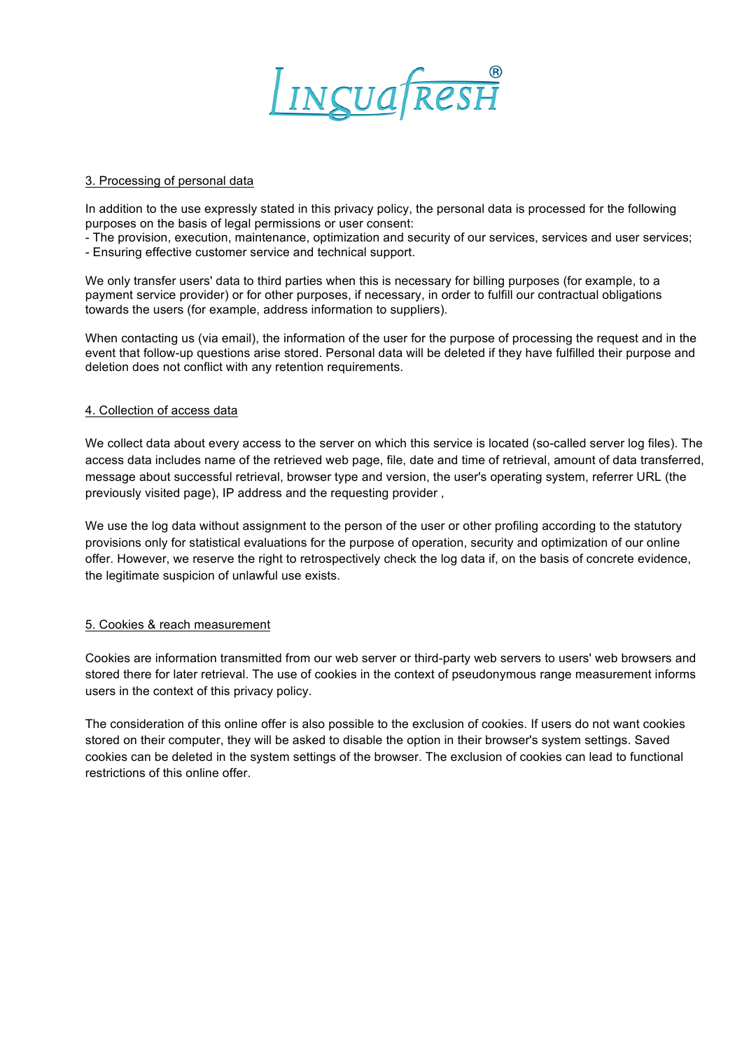## 3. Processing of personal data

In addition to the use expressly stated in this privacy policy, the personal data is processed for the following purposes on the basis of legal permissions or user consent:
- The provision, execution, maintenance, optimization and security of our services, services and user services;
- Ensuring effective customer service and technical support.

We only transfer users' data to third parties when this is necessary for billing purposes (for example, to a payment service provider) or for other purposes, if necessary, in order to fulfill our contractual obligations towards the users (for example, address information to suppliers).

When contacting us (via email), the information of the user for the purpose of processing the request and in the event that follow-up questions arise stored. Personal data will be deleted if they have fulfilled their purpose and deletion does not conflict with any retention requirements.

## 4. Collection of access data

We collect data about every access to the server on which this service is located (so-called server log files). The access data includes name of the retrieved web page, file, date and time of retrieval, amount of data transferred, message about successful retrieval, browser type and version, the user's operating system, referrer URL (the previously visited page), IP address and the requesting provider ,

We use the log data without assignment to the person of the user or other profiling according to the statutory provisions only for statistical evaluations for the purpose of operation, security and optimization of our online offer. However, we reserve the right to retrospectively check the log data if, on the basis of concrete evidence, the legitimate suspicion of unlawful use exists.

## 5. Cookies & reach measurement

Cookies are information transmitted from our web server or third-party web servers to users' web browsers and stored there for later retrieval. The use of cookies in the context of pseudonymous range measurement informs users in the context of this privacy policy.

The consideration of this online offer is also possible to the exclusion of cookies. If users do not want cookies stored on their computer, they will be asked to disable the option in their browser's system settings. Saved cookies can be deleted in the system settings of the browser. The exclusion of cookies can lead to functional restrictions of this online offer.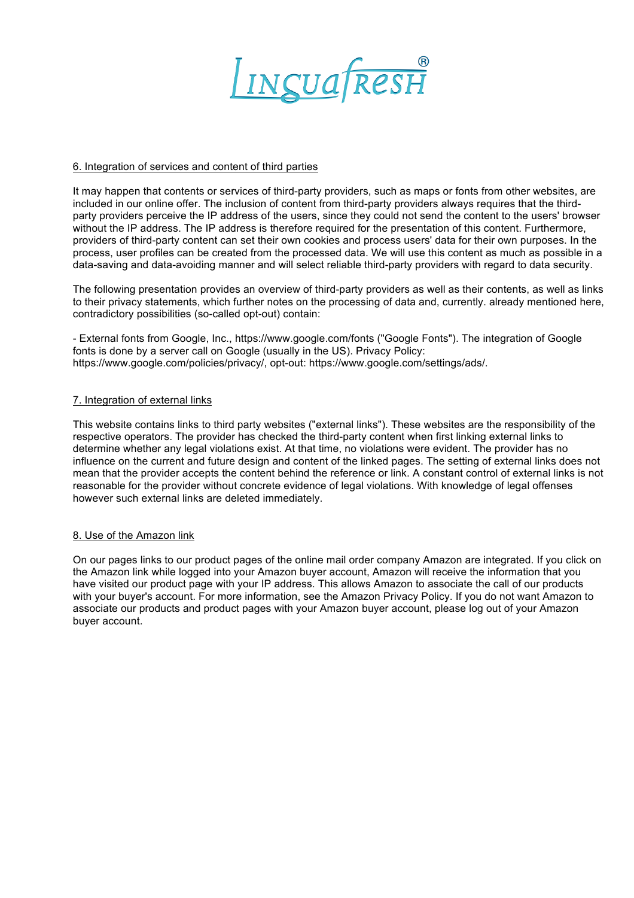## 6. Integration of services and content of third parties

It may happen that contents or services of third-party providers, such as maps or fonts from other websites, are included in our online offer. The inclusion of content from third-party providers always requires that the third-party providers perceive the IP address of the users, since they could not send the content to the users' browser without the IP address. The IP address is therefore required for the presentation of this content. Furthermore, providers of third-party content can set their own cookies and process users' data for their own purposes. In the process, user profiles can be created from the processed data. We will use this content as much as possible in a data-saving and data-avoiding manner and will select reliable third-party providers with regard to data security.

The following presentation provides an overview of third-party providers as well as their contents, as well as links to their privacy statements, which further notes on the processing of data and, currently. already mentioned here, contradictory possibilities (so-called opt-out) contain:

- External fonts from Google, Inc., https://www.google.com/fonts ("Google Fonts"). The integration of Google fonts is done by a server call on Google (usually in the US). Privacy Policy: https://www.google.com/policies/privacy/, opt-out: https://www.google.com/settings/ads/.

## 7. Integration of external links

This website contains links to third party websites ("external links"). These websites are the responsibility of the respective operators. The provider has checked the third-party content when first linking external links to determine whether any legal violations exist. At that time, no violations were evident. The provider has no influence on the current and future design and content of the linked pages. The setting of external links does not mean that the provider accepts the content behind the reference or link. A constant control of external links is not reasonable for the provider without concrete evidence of legal violations. With knowledge of legal offenses however such external links are deleted immediately.

## 8. Use of the Amazon link

On our pages links to our product pages of the online mail order company Amazon are integrated. If you click on the Amazon link while logged into your Amazon buyer account, Amazon will receive the information that you have visited our product page with your IP address. This allows Amazon to associate the call of our products with your buyer's account. For more information, see the Amazon Privacy Policy. If you do not want Amazon to associate our products and product pages with your Amazon buyer account, please log out of your Amazon buyer account.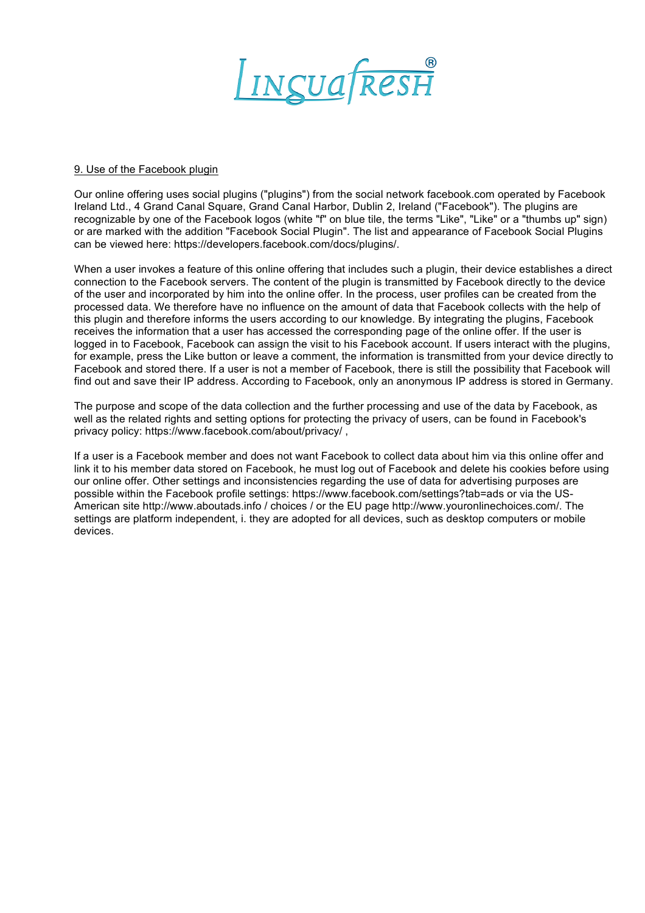## 9. Use of the Facebook plugin

Our online offering uses social plugins ("plugins") from the social network facebook.com operated by Facebook Ireland Ltd., 4 Grand Canal Square, Grand Canal Harbor, Dublin 2, Ireland ("Facebook"). The plugins are recognizable by one of the Facebook logos (white "f" on blue tile, the terms "Like", "Like" or a "thumbs up" sign) or are marked with the addition "Facebook Social Plugin". The list and appearance of Facebook Social Plugins can be viewed here: https://developers.facebook.com/docs/plugins/.

When a user invokes a feature of this online offering that includes such a plugin, their device establishes a direct connection to the Facebook servers. The content of the plugin is transmitted by Facebook directly to the device of the user and incorporated by him into the online offer. In the process, user profiles can be created from the processed data. We therefore have no influence on the amount of data that Facebook collects with the help of this plugin and therefore informs the users according to our knowledge. By integrating the plugins, Facebook receives the information that a user has accessed the corresponding page of the online offer. If the user is logged in to Facebook, Facebook can assign the visit to his Facebook account. If users interact with the plugins, for example, press the Like button or leave a comment, the information is transmitted from your device directly to Facebook and stored there. If a user is not a member of Facebook, there is still the possibility that Facebook will find out and save their IP address. According to Facebook, only an anonymous IP address is stored in Germany.

The purpose and scope of the data collection and the further processing and use of the data by Facebook, as well as the related rights and setting options for protecting the privacy of users, can be found in Facebook's privacy policy: https://www.facebook.com/about/privacy/ ,

If a user is a Facebook member and does not want Facebook to collect data about him via this online offer and link it to his member data stored on Facebook, he must log out of Facebook and delete his cookies before using our online offer. Other settings and inconsistencies regarding the use of data for advertising purposes are possible within the Facebook profile settings: https://www.facebook.com/settings?tab=ads or via the US-American site http://www.aboutads.info / choices / or the EU page http://www.youronlinechoices.com/. The settings are platform independent, i. they are adopted for all devices, such as desktop computers or mobile devices.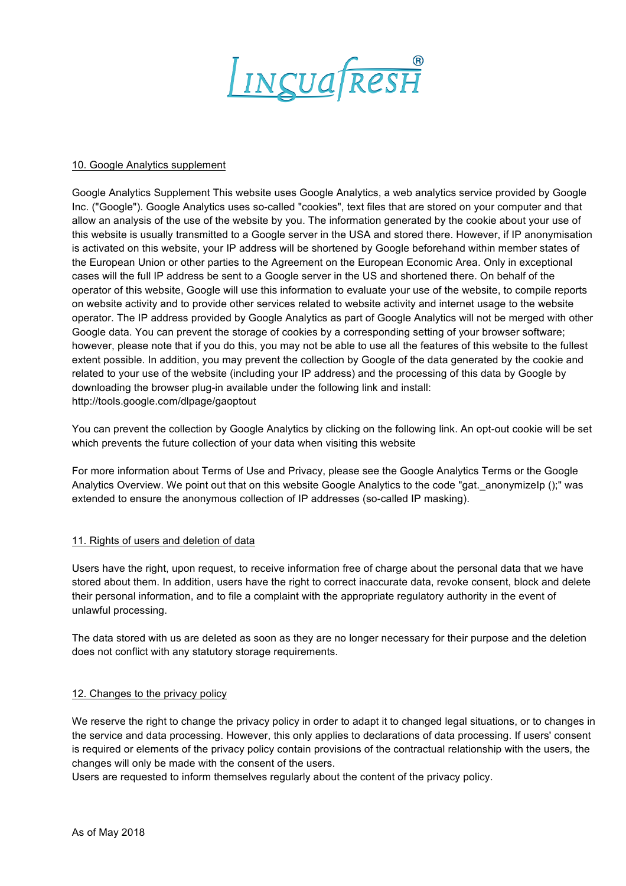## 10. Google Analytics supplement

Google Analytics Supplement This website uses Google Analytics, a web analytics service provided by Google Inc. ("Google"). Google Analytics uses so-called "cookies", text files that are stored on your computer and that allow an analysis of the use of the website by you. The information generated by the cookie about your use of this website is usually transmitted to a Google server in the USA and stored there. However, if IP anonymisation is activated on this website, your IP address will be shortened by Google beforehand within member states of the European Union or other parties to the Agreement on the European Economic Area. Only in exceptional cases will the full IP address be sent to a Google server in the US and shortened there. On behalf of the operator of this website, Google will use this information to evaluate your use of the website, to compile reports on website activity and to provide other services related to website activity and internet usage to the website operator. The IP address provided by Google Analytics as part of Google Analytics will not be merged with other Google data. You can prevent the storage of cookies by a corresponding setting of your browser software; however, please note that if you do this, you may not be able to use all the features of this website to the fullest extent possible. In addition, you may prevent the collection by Google of the data generated by the cookie and related to your use of the website (including your IP address) and the processing of this data by Google by downloading the browser plug-in available under the following link and install: http://tools.google.com/dlpage/gaoptout

You can prevent the collection by Google Analytics by clicking on the following link. An opt-out cookie will be set which prevents the future collection of your data when visiting this website

For more information about Terms of Use and Privacy, please see the Google Analytics Terms or the Google Analytics Overview. We point out that on this website Google Analytics to the code "gat._anonymizeIp ();" was extended to ensure the anonymous collection of IP addresses (so-called IP masking).

## 11. Rights of users and deletion of data

Users have the right, upon request, to receive information free of charge about the personal data that we have stored about them. In addition, users have the right to correct inaccurate data, revoke consent, block and delete their personal information, and to file a complaint with the appropriate regulatory authority in the event of unlawful processing.

The data stored with us are deleted as soon as they are no longer necessary for their purpose and the deletion does not conflict with any statutory storage requirements.

## 12. Changes to the privacy policy

We reserve the right to change the privacy policy in order to adapt it to changed legal situations, or to changes in the service and data processing. However, this only applies to declarations of data processing. If users' consent is required or elements of the privacy policy contain provisions of the contractual relationship with the users, the changes will only be made with the consent of the users.
Users are requested to inform themselves regularly about the content of the privacy policy.

As of May 2018